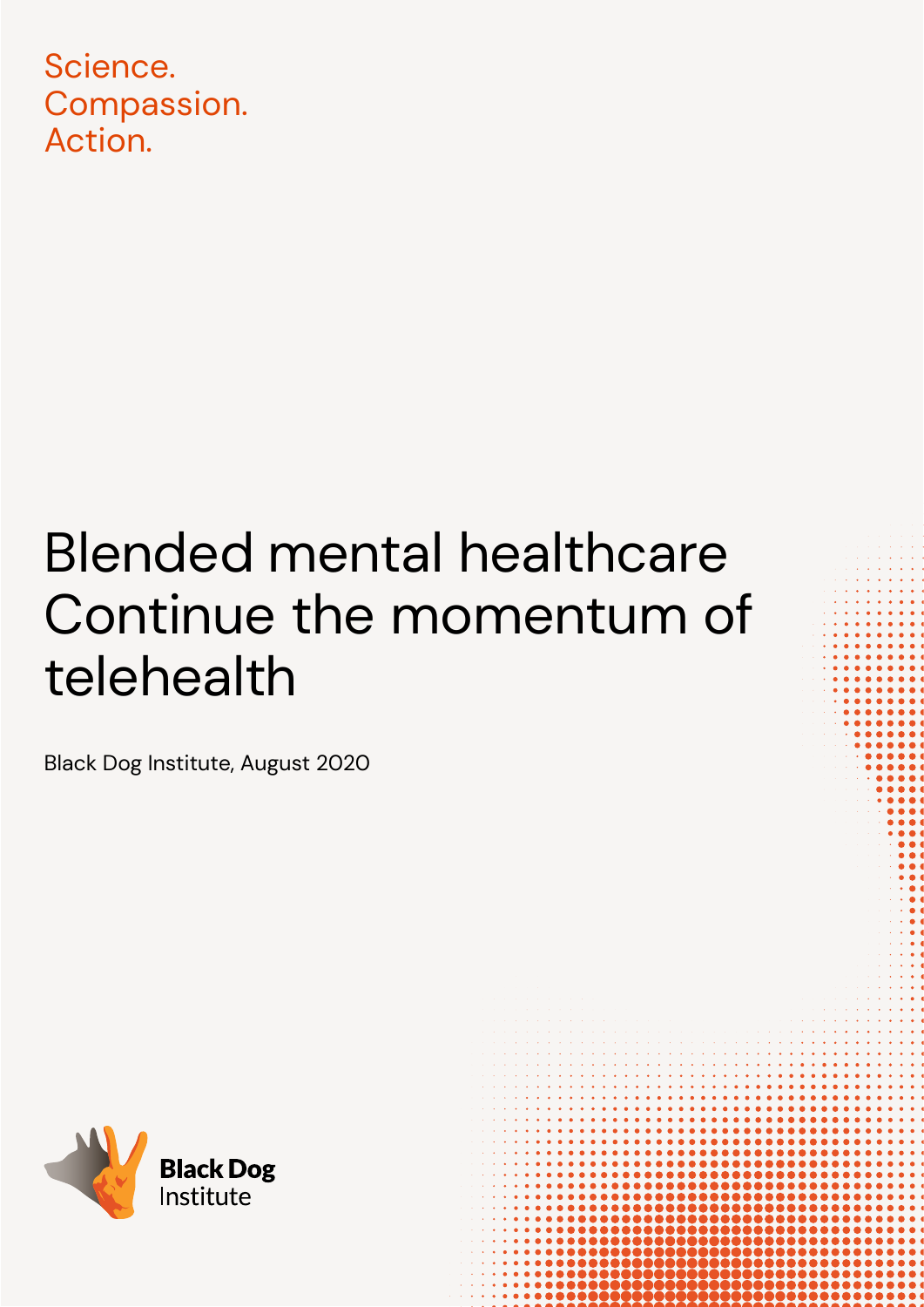Science.
Compassion.
Action.

# Blended mental healthcare Continue the momentum of telehealth

Black Dog Institute, August 2020

Black Dog Institute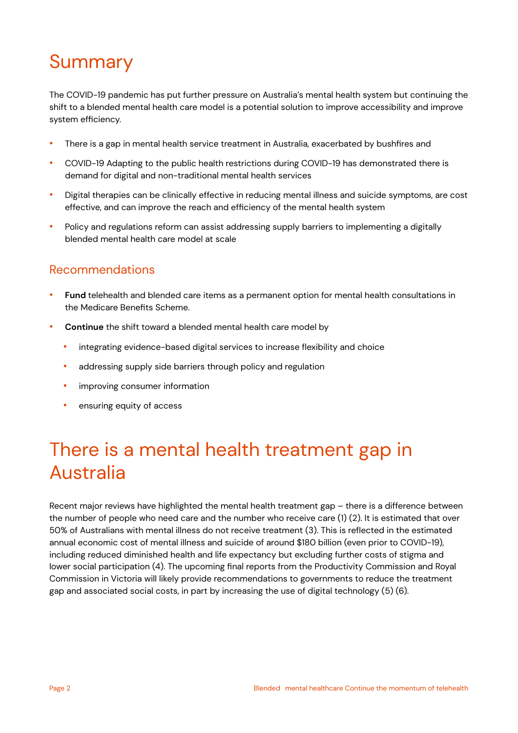# Summary

The COVID-19 pandemic has put further pressure on Australia's mental health system but continuing the shift to a blended mental health care model is a potential solution to improve accessibility and improve system efficiency.

- There is a gap in mental health service treatment in Australia, exacerbated by bushfires and
- COVID-19 Adapting to the public health restrictions during COVID-19 has demonstrated there is demand for digital and non-traditional mental health services
- Digital therapies can be clinically effective in reducing mental illness and suicide symptoms, are cost effective, and can improve the reach and efficiency of the mental health system
- Policy and regulations reform can assist addressing supply barriers to implementing a digitally blended mental health care model at scale

## Recommendations

- **Fund** telehealth and blended care items as a permanent option for mental health consultations in the Medicare Benefits Scheme.
- **Continue** the shift toward a blended mental health care model by
  - integrating evidence-based digital services to increase flexibility and choice
  - addressing supply side barriers through policy and regulation
  - improving consumer information
  - ensuring equity of access

# There is a mental health treatment gap in Australia

Recent major reviews have highlighted the mental health treatment gap – there is a difference between the number of people who need care and the number who receive care (1) (2). It is estimated that over 50% of Australians with mental illness do not receive treatment (3). This is reflected in the estimated annual economic cost of mental illness and suicide of around $180 billion (even prior to COVID-19), including reduced diminished health and life expectancy but excluding further costs of stigma and lower social participation (4). The upcoming final reports from the Productivity Commission and Royal Commission in Victoria will likely provide recommendations to governments to reduce the treatment gap and associated social costs, in part by increasing the use of digital technology (5) (6).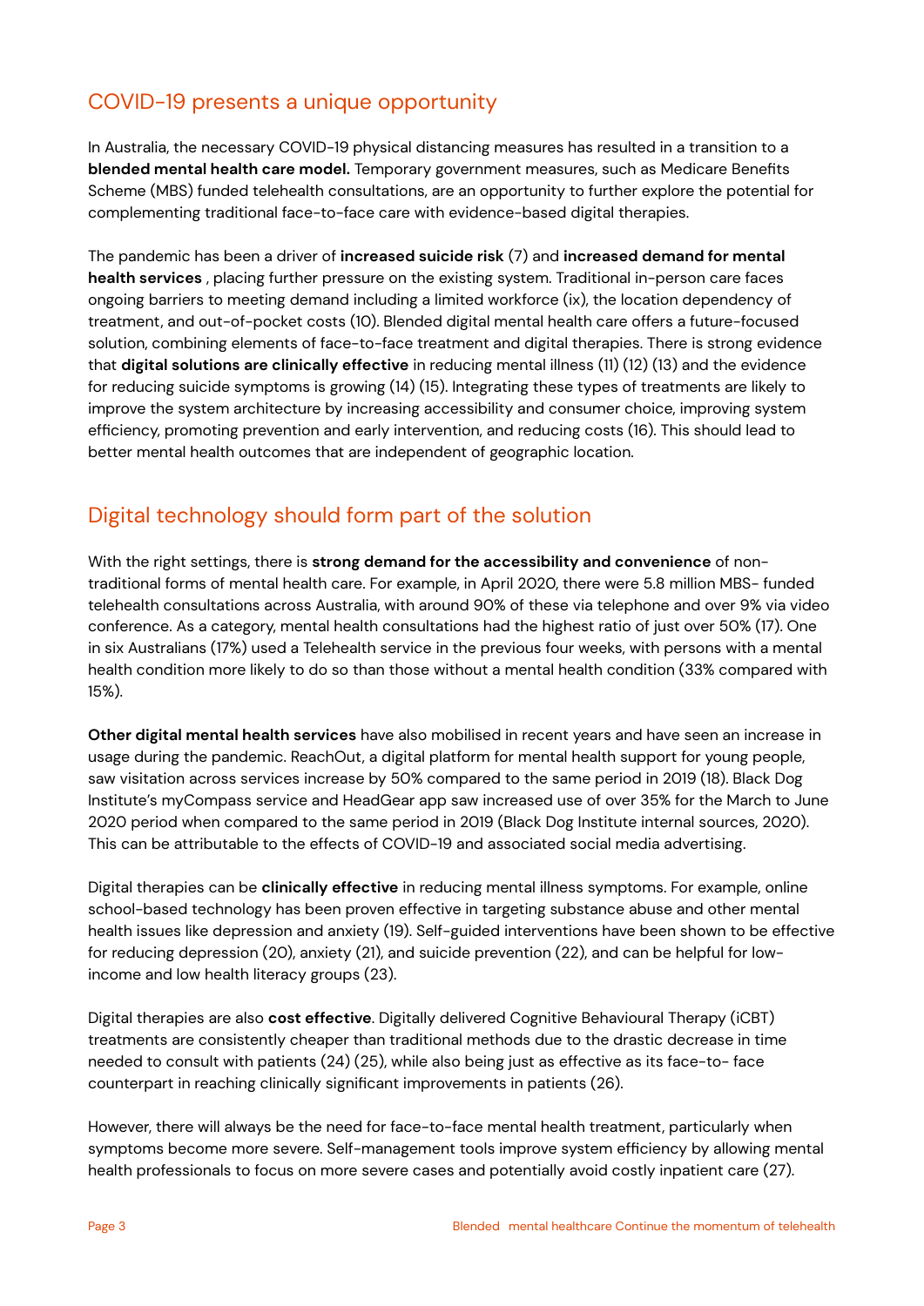## COVID-19 presents a unique opportunity

In Australia, the necessary COVID-19 physical distancing measures has resulted in a transition to a **blended mental health care model.** Temporary government measures, such as Medicare Benefits Scheme (MBS) funded telehealth consultations, are an opportunity to further explore the potential for complementing traditional face-to-face care with evidence-based digital therapies.

The pandemic has been a driver of **increased suicide risk** (7) and **increased demand for mental health services** , placing further pressure on the existing system. Traditional in-person care faces ongoing barriers to meeting demand including a limited workforce (ix), the location dependency of treatment, and out-of-pocket costs (10). Blended digital mental health care offers a future-focused solution, combining elements of face-to-face treatment and digital therapies. There is strong evidence that **digital solutions are clinically effective** in reducing mental illness (11) (12) (13) and the evidence for reducing suicide symptoms is growing (14) (15). Integrating these types of treatments are likely to improve the system architecture by increasing accessibility and consumer choice, improving system efficiency, promoting prevention and early intervention, and reducing costs (16). This should lead to better mental health outcomes that are independent of geographic location.

## Digital technology should form part of the solution

With the right settings, there is **strong demand for the accessibility and convenience** of non-traditional forms of mental health care. For example, in April 2020, there were 5.8 million MBS- funded telehealth consultations across Australia, with around 90% of these via telephone and over 9% via video conference. As a category, mental health consultations had the highest ratio of just over 50% (17). One in six Australians (17%) used a Telehealth service in the previous four weeks, with persons with a mental health condition more likely to do so than those without a mental health condition (33% compared with 15%).

**Other digital mental health services** have also mobilised in recent years and have seen an increase in usage during the pandemic. ReachOut, a digital platform for mental health support for young people, saw visitation across services increase by 50% compared to the same period in 2019 (18). Black Dog Institute's myCompass service and HeadGear app saw increased use of over 35% for the March to June 2020 period when compared to the same period in 2019 (Black Dog Institute internal sources, 2020). This can be attributable to the effects of COVID-19 and associated social media advertising.

Digital therapies can be **clinically effective** in reducing mental illness symptoms. For example, online school-based technology has been proven effective in targeting substance abuse and other mental health issues like depression and anxiety (19). Self-guided interventions have been shown to be effective for reducing depression (20), anxiety (21), and suicide prevention (22), and can be helpful for low-income and low health literacy groups (23).

Digital therapies are also **cost effective**. Digitally delivered Cognitive Behavioural Therapy (iCBT) treatments are consistently cheaper than traditional methods due to the drastic decrease in time needed to consult with patients (24) (25), while also being just as effective as its face-to- face counterpart in reaching clinically significant improvements in patients (26).

However, there will always be the need for face-to-face mental health treatment, particularly when symptoms become more severe. Self-management tools improve system efficiency by allowing mental health professionals to focus on more severe cases and potentially avoid costly inpatient care (27).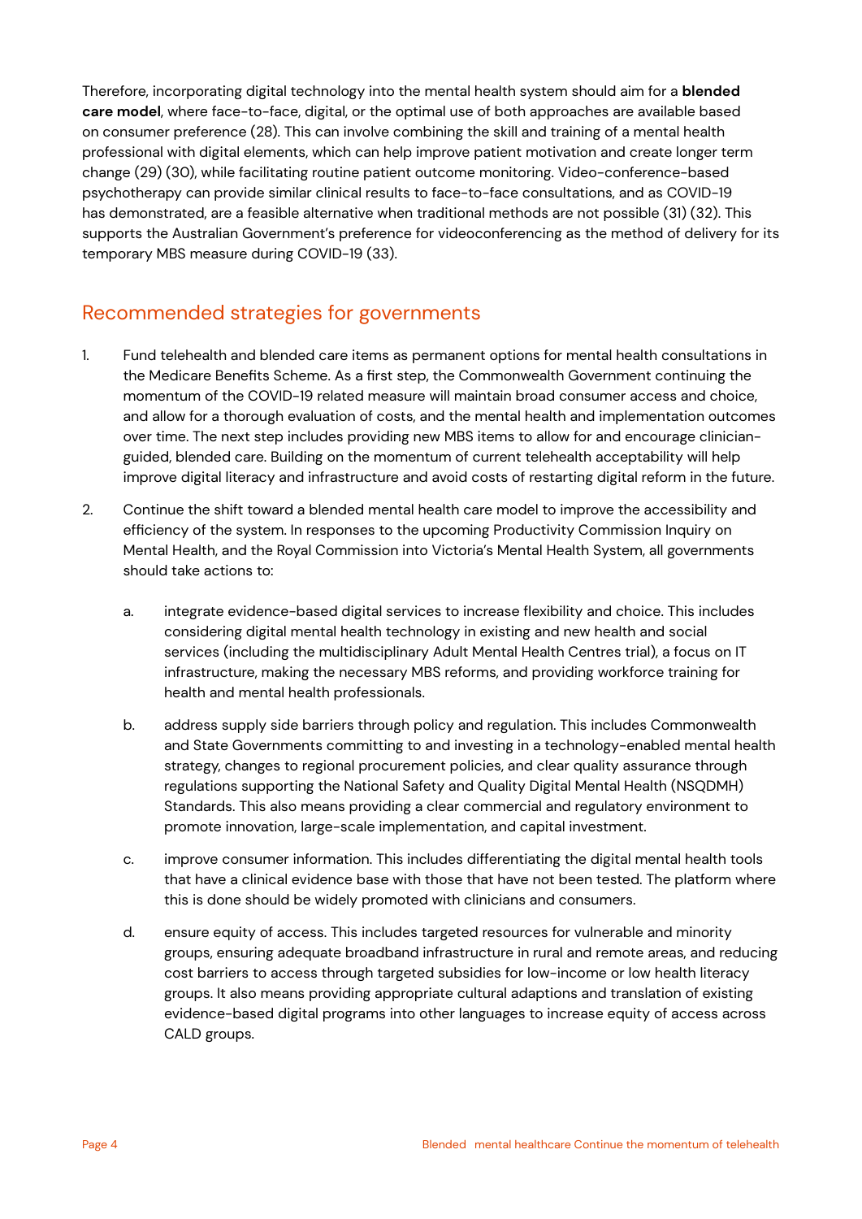Therefore, incorporating digital technology into the mental health system should aim for a **blended care model**, where face-to-face, digital, or the optimal use of both approaches are available based on consumer preference (28). This can involve combining the skill and training of a mental health professional with digital elements, which can help improve patient motivation and create longer term change (29) (30), while facilitating routine patient outcome monitoring. Video-conference-based psychotherapy can provide similar clinical results to face-to-face consultations, and as COVID-19 has demonstrated, are a feasible alternative when traditional methods are not possible (31) (32). This supports the Australian Government's preference for videoconferencing as the method of delivery for its temporary MBS measure during COVID-19 (33).

## Recommended strategies for governments

1. Fund telehealth and blended care items as permanent options for mental health consultations in the Medicare Benefits Scheme. As a first step, the Commonwealth Government continuing the momentum of the COVID-19 related measure will maintain broad consumer access and choice, and allow for a thorough evaluation of costs, and the mental health and implementation outcomes over time. The next step includes providing new MBS items to allow for and encourage clinician-guided, blended care. Building on the momentum of current telehealth acceptability will help improve digital literacy and infrastructure and avoid costs of restarting digital reform in the future.

2. Continue the shift toward a blended mental health care model to improve the accessibility and efficiency of the system. In responses to the upcoming Productivity Commission Inquiry on Mental Health, and the Royal Commission into Victoria's Mental Health System, all governments should take actions to:

    a. integrate evidence-based digital services to increase flexibility and choice. This includes considering digital mental health technology in existing and new health and social services (including the multidisciplinary Adult Mental Health Centres trial), a focus on IT infrastructure, making the necessary MBS reforms, and providing workforce training for health and mental health professionals.

    b. address supply side barriers through policy and regulation. This includes Commonwealth and State Governments committing to and investing in a technology-enabled mental health strategy, changes to regional procurement policies, and clear quality assurance through regulations supporting the National Safety and Quality Digital Mental Health (NSQDMH) Standards. This also means providing a clear commercial and regulatory environment to promote innovation, large-scale implementation, and capital investment.

    c. improve consumer information. This includes differentiating the digital mental health tools that have a clinical evidence base with those that have not been tested. The platform where this is done should be widely promoted with clinicians and consumers.

    d. ensure equity of access. This includes targeted resources for vulnerable and minority groups, ensuring adequate broadband infrastructure in rural and remote areas, and reducing cost barriers to access through targeted subsidies for low-income or low health literacy groups. It also means providing appropriate cultural adaptions and translation of existing evidence-based digital programs into other languages to increase equity of access across CALD groups.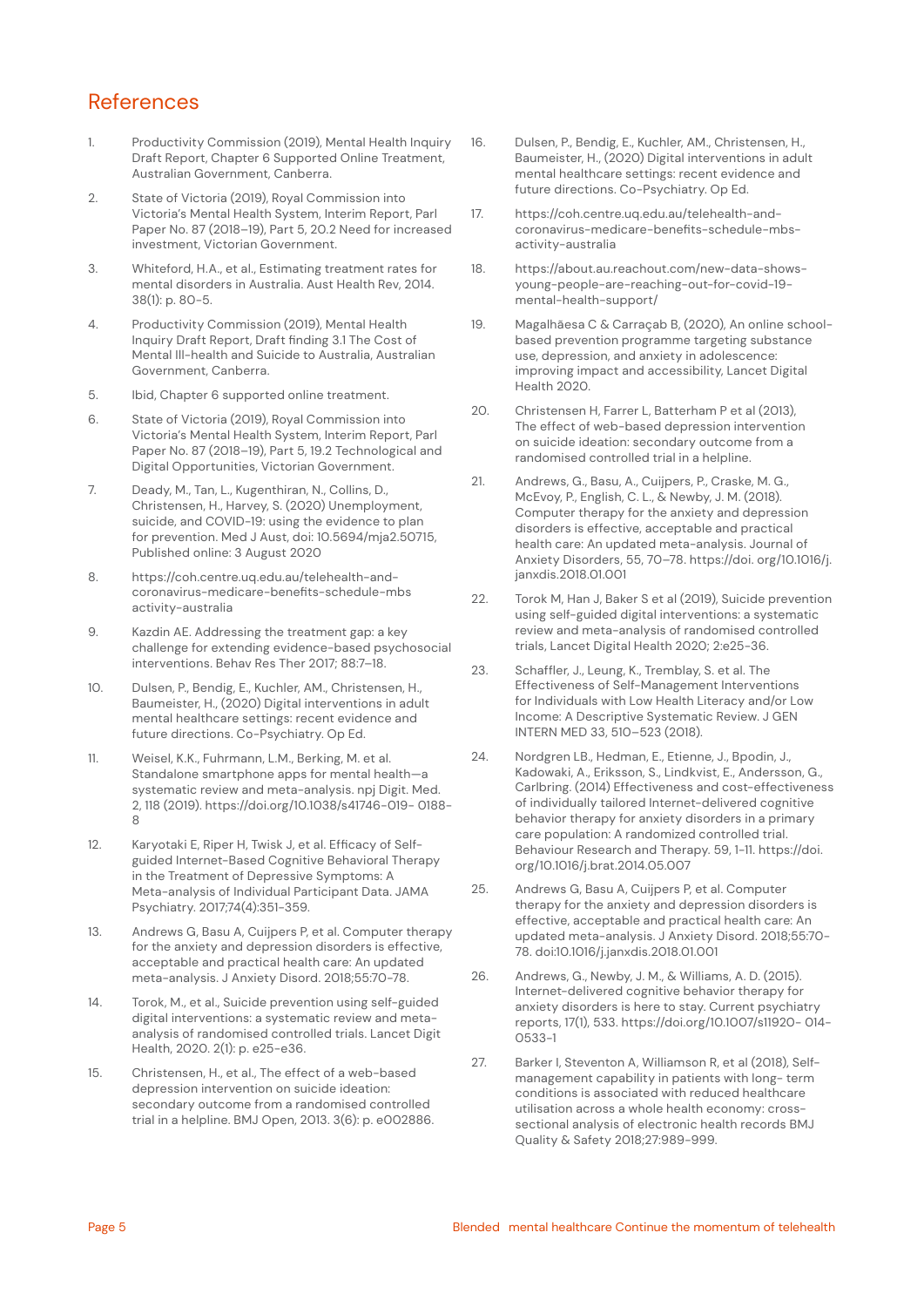## References

1. Productivity Commission (2019), Mental Health Inquiry Draft Report, Chapter 6 Supported Online Treatment, Australian Government, Canberra.
2. State of Victoria (2019), Royal Commission into Victoria's Mental Health System, Interim Report, Parl Paper No. 87 (2018–19), Part 5, 20.2 Need for increased investment, Victorian Government.
3. Whiteford, H.A., et al., Estimating treatment rates for mental disorders in Australia. Aust Health Rev, 2014. 38(1): p. 80-5.
4. Productivity Commission (2019), Mental Health Inquiry Draft Report, Draft finding 3.1 The Cost of Mental Ill-health and Suicide to Australia, Australian Government, Canberra.
5. Ibid, Chapter 6 supported online treatment.
6. State of Victoria (2019), Royal Commission into Victoria's Mental Health System, Interim Report, Parl Paper No. 87 (2018–19), Part 5, 19.2 Technological and Digital Opportunities, Victorian Government.
7. Deady, M., Tan, L., Kugenthiran, N., Collins, D., Christensen, H., Harvey, S. (2020) Unemployment, suicide, and COVID-19: using the evidence to plan for prevention. Med J Aust, doi: 10.5694/mja2.50715, Published online: 3 August 2020
8. https://coh.centre.uq.edu.au/telehealth-and-coronavirus-medicare-benefits-schedule-mbs activity-australia
9. Kazdin AE. Addressing the treatment gap: a key challenge for extending evidence-based psychosocial interventions. Behav Res Ther 2017; 88:7–18.
10. Dulsen, P., Bendig, E., Kuchler, AM., Christensen, H., Baumeister, H., (2020) Digital interventions in adult mental healthcare settings: recent evidence and future directions. Co-Psychiatry. Op Ed.
11. Weisel, K.K., Fuhrmann, L.M., Berking, M. et al. Standalone smartphone apps for mental health—a systematic review and meta-analysis. npj Digit. Med. 2, 118 (2019). https://doi.org/10.1038/s41746-019- 0188-8
12. Karyotaki E, Riper H, Twisk J, et al. Efficacy of Self-guided Internet-Based Cognitive Behavioral Therapy in the Treatment of Depressive Symptoms: A Meta-analysis of Individual Participant Data. JAMA Psychiatry. 2017;74(4):351-359.
13. Andrews G, Basu A, Cuijpers P, et al. Computer therapy for the anxiety and depression disorders is effective, acceptable and practical health care: An updated meta-analysis. J Anxiety Disord. 2018;55:70-78.
14. Torok, M., et al., Suicide prevention using self-guided digital interventions: a systematic review and meta-analysis of randomised controlled trials. Lancet Digit Health, 2020. 2(1): p. e25-e36.
15. Christensen, H., et al., The effect of a web-based depression intervention on suicide ideation: secondary outcome from a randomised controlled trial in a helpline. BMJ Open, 2013. 3(6): p. e002886.
16. Dulsen, P., Bendig, E., Kuchler, AM., Christensen, H., Baumeister, H., (2020) Digital interventions in adult mental healthcare settings: recent evidence and future directions. Co-Psychiatry. Op Ed.
17. https://coh.centre.uq.edu.au/telehealth-and-coronavirus-medicare-benefits-schedule-mbs-activity-australia
18. https://about.au.reachout.com/new-data-shows-young-people-are-reaching-out-for-covid-19-mental-health-support/
19. Magalhãesa C & Carraçab B, (2020), An online school-based prevention programme targeting substance use, depression, and anxiety in adolescence: improving impact and accessibility, Lancet Digital Health 2020.
20. Christensen H, Farrer L, Batterham P et al (2013), The effect of web-based depression intervention on suicide ideation: secondary outcome from a randomised controlled trial in a helpline.
21. Andrews, G., Basu, A., Cuijpers, P., Craske, M. G., McEvoy, P., English, C. L., & Newby, J. M. (2018). Computer therapy for the anxiety and depression disorders is effective, acceptable and practical health care: An updated meta-analysis. Journal of Anxiety Disorders, 55, 70–78. https://doi. org/10.1016/j.janxdis.2018.01.001
22. Torok M, Han J, Baker S et al (2019), Suicide prevention using self-guided digital interventions: a systematic review and meta-analysis of randomised controlled trials, Lancet Digital Health 2020; 2:e25-36.
23. Schaffler, J., Leung, K., Tremblay, S. et al. The Effectiveness of Self-Management Interventions for Individuals with Low Health Literacy and/or Low Income: A Descriptive Systematic Review. J GEN INTERN MED 33, 510–523 (2018).
24. Nordgren LB., Hedman, E., Etienne, J., Bpodin, J., Kadowaki, A., Eriksson, S., Lindkvist, E., Andersson, G., Carlbring. (2014) Effectiveness and cost-effectiveness of individually tailored Internet-delivered cognitive behavior therapy for anxiety disorders in a primary care population: A randomized controlled trial. Behaviour Research and Therapy. 59, 1-11. https://doi. org/10.1016/j.brat.2014.05.007
25. Andrews G, Basu A, Cuijpers P, et al. Computer therapy for the anxiety and depression disorders is effective, acceptable and practical health care: An updated meta-analysis. J Anxiety Disord. 2018;55:70-78. doi:10.1016/j.janxdis.2018.01.001
26. Andrews, G., Newby, J. M., & Williams, A. D. (2015). Internet-delivered cognitive behavior therapy for anxiety disorders is here to stay. Current psychiatry reports, 17(1), 533. https://doi.org/10.1007/s11920- 014-0533-1
27. Barker I, Steventon A, Williamson R, et al (2018), Self-management capability in patients with long- term conditions is associated with reduced healthcare utilisation across a whole health economy: cross-sectional analysis of electronic health records BMJ Quality & Safety 2018;27:989-999.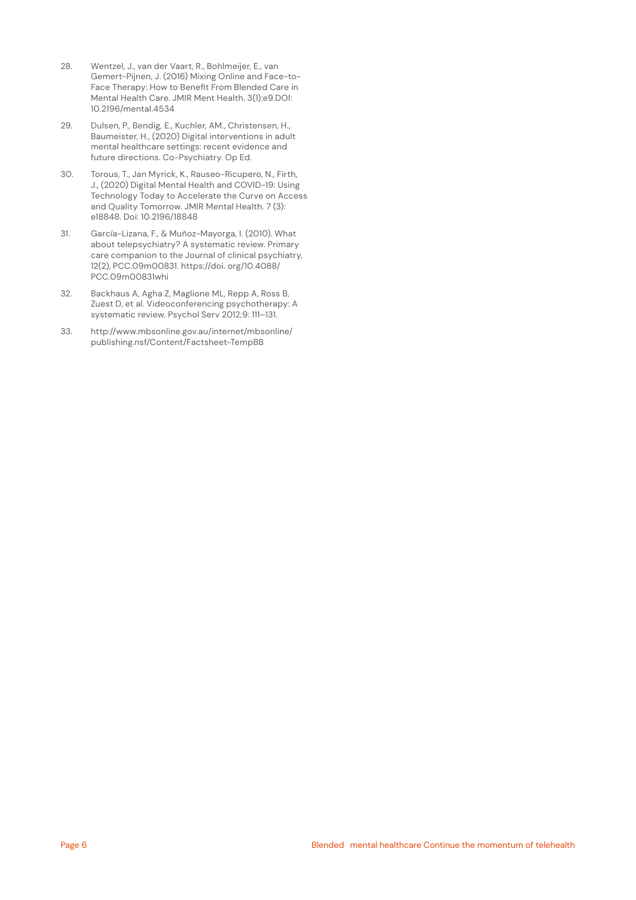28. Wentzel, J., van der Vaart, R., Bohlmeijer, E., van Gemert-Pijnen, J. (2016) Mixing Online and Face-to-Face Therapy: How to Benefit From Blended Care in Mental Health Care. JMIR Ment Health. 3(1):e9.DOI: 10.2196/mental.4534

29. Dulsen, P., Bendig, E., Kuchler, AM., Christensen, H., Baumeister, H., (2020) Digital interventions in adult mental healthcare settings: recent evidence and future directions. Co-Psychiatry. Op Ed.

30. Torous, T., Jan Myrick, K., Rauseo-Ricupero, N., Firth, J., (2020) Digital Mental Health and COVID-19: Using Technology Today to Accelerate the Curve on Access and Quality Tomorrow. JMIR Mental Health. 7 (3): e18848. Doi: 10.2196/18848

31. García-Lizana, F., & Muñoz-Mayorga, I. (2010). What about telepsychiatry? A systematic review. Primary care companion to the Journal of clinical psychiatry, 12(2), PCC.09m00831. https://doi. org/10.4088/ PCC.09m00831whi

32. Backhaus A, Agha Z, Maglione ML, Repp A, Ross B, Zuest D, et al. Videoconferencing psychotherapy: A systematic review. Psychol Serv 2012;9: 111–131.

33. http://www.mbsonline.gov.au/internet/mbsonline/publishing.nsf/Content/Factsheet-TempBB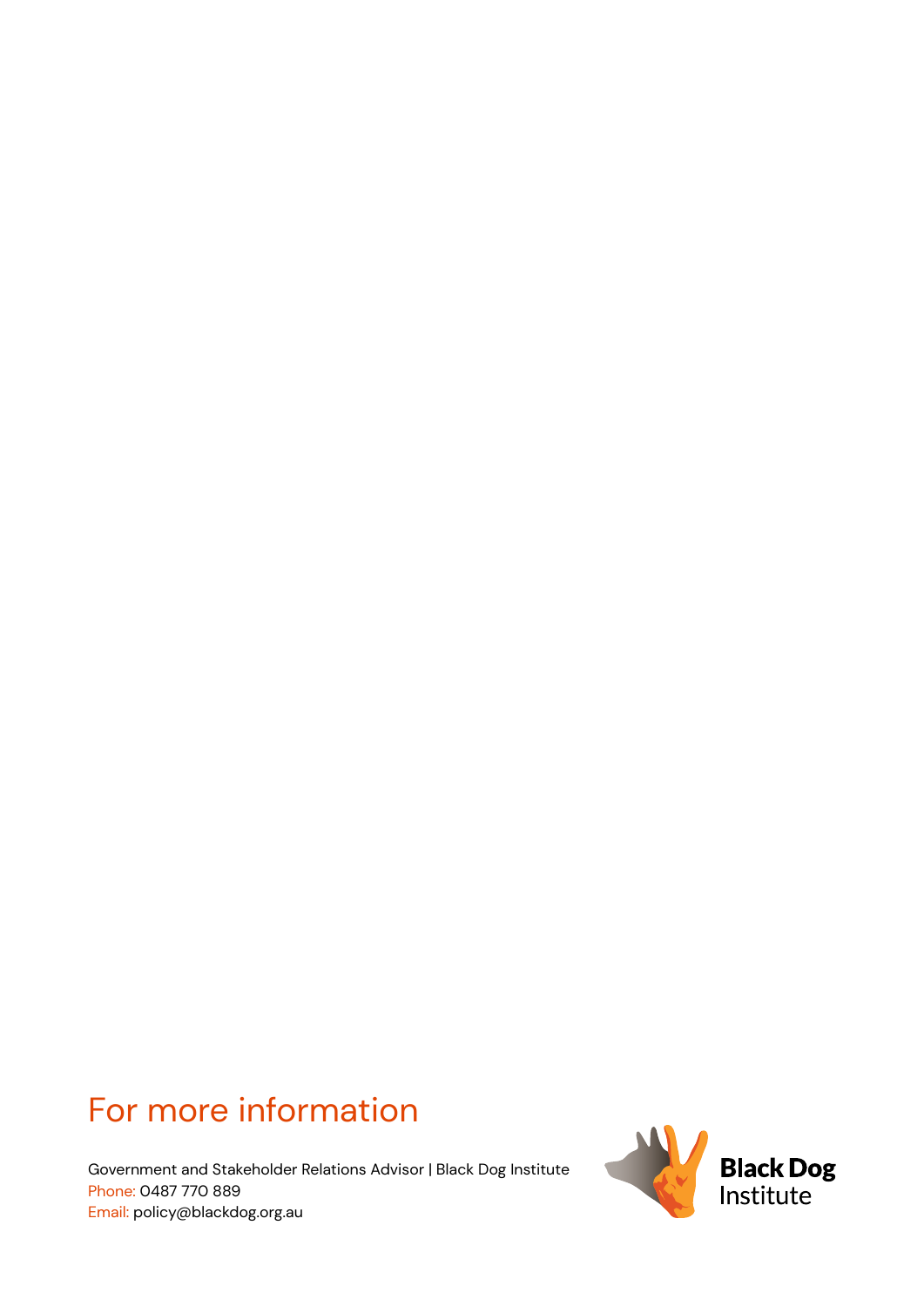## For more information

Government and Stakeholder Relations Advisor | Black Dog Institute
Phone: 0487 770 889
Email: policy@blackdog.org.au

Black Dog Institute